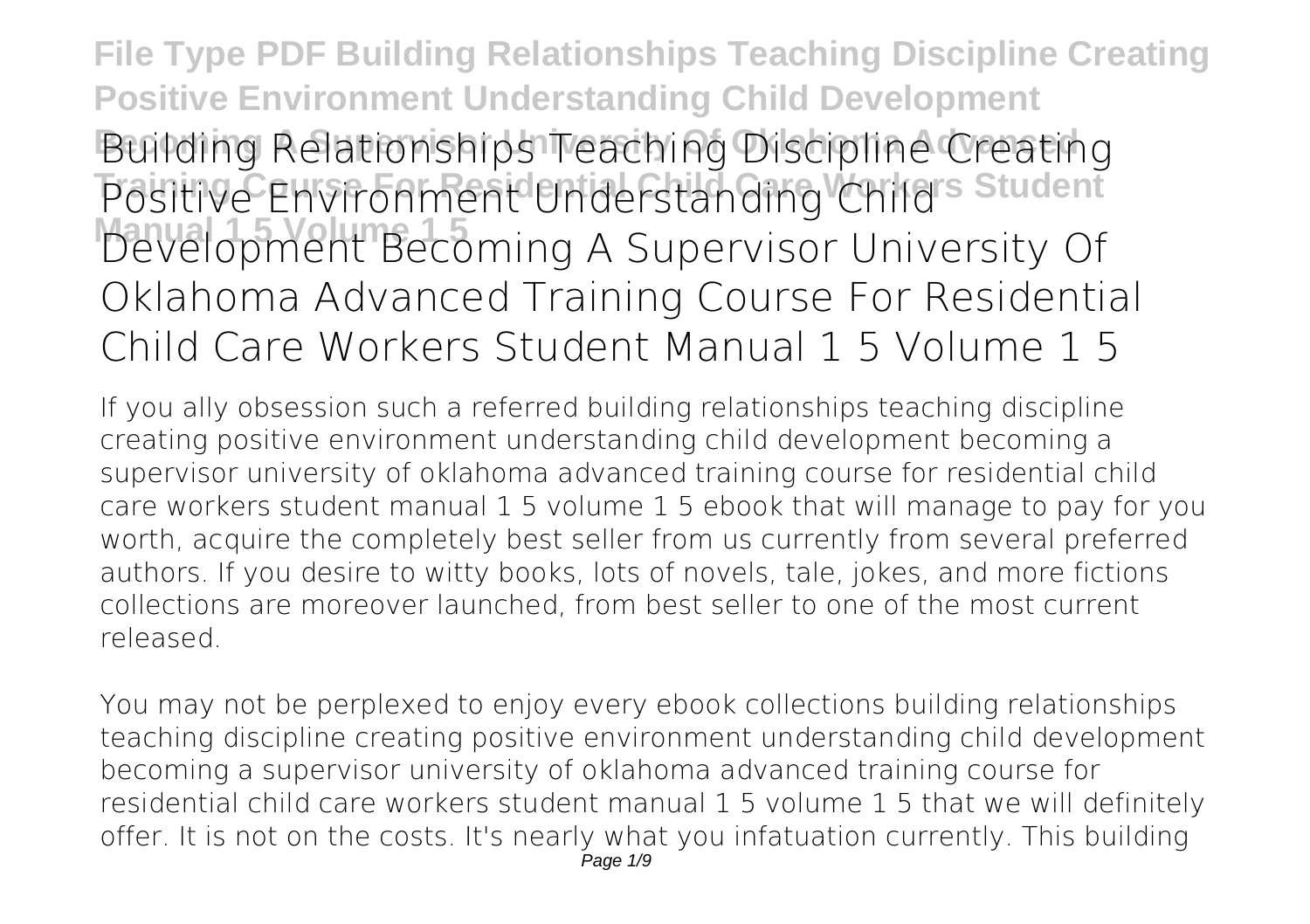# Building Relationships Teaching Discipline Creating Positive Environment Understanding Child Development Becoming A Supervisor University Of Oklahoma Advanced Training Course For Residential Child Care Workers Student Manual 1 5 Volume 1 5

If you ally obsession such a referred building relationships teaching discipline creating positive environment understanding child development becoming a supervisor university of oklahoma advanced training course for residential child care workers student manual 1 5 volume 1 5 ebook that will manage to pay for you worth, acquire the completely best seller from us currently from several preferred authors. If you desire to witty books, lots of novels, tale, jokes, and more fictions collections are moreover launched, from best seller to one of the most current released.

You may not be perplexed to enjoy every ebook collections building relationships teaching discipline creating positive environment understanding child development becoming a supervisor university of oklahoma advanced training course for residential child care workers student manual 1 5 volume 1 5 that we will definitely offer. It is not on the costs. It's nearly what you infatuation currently. This building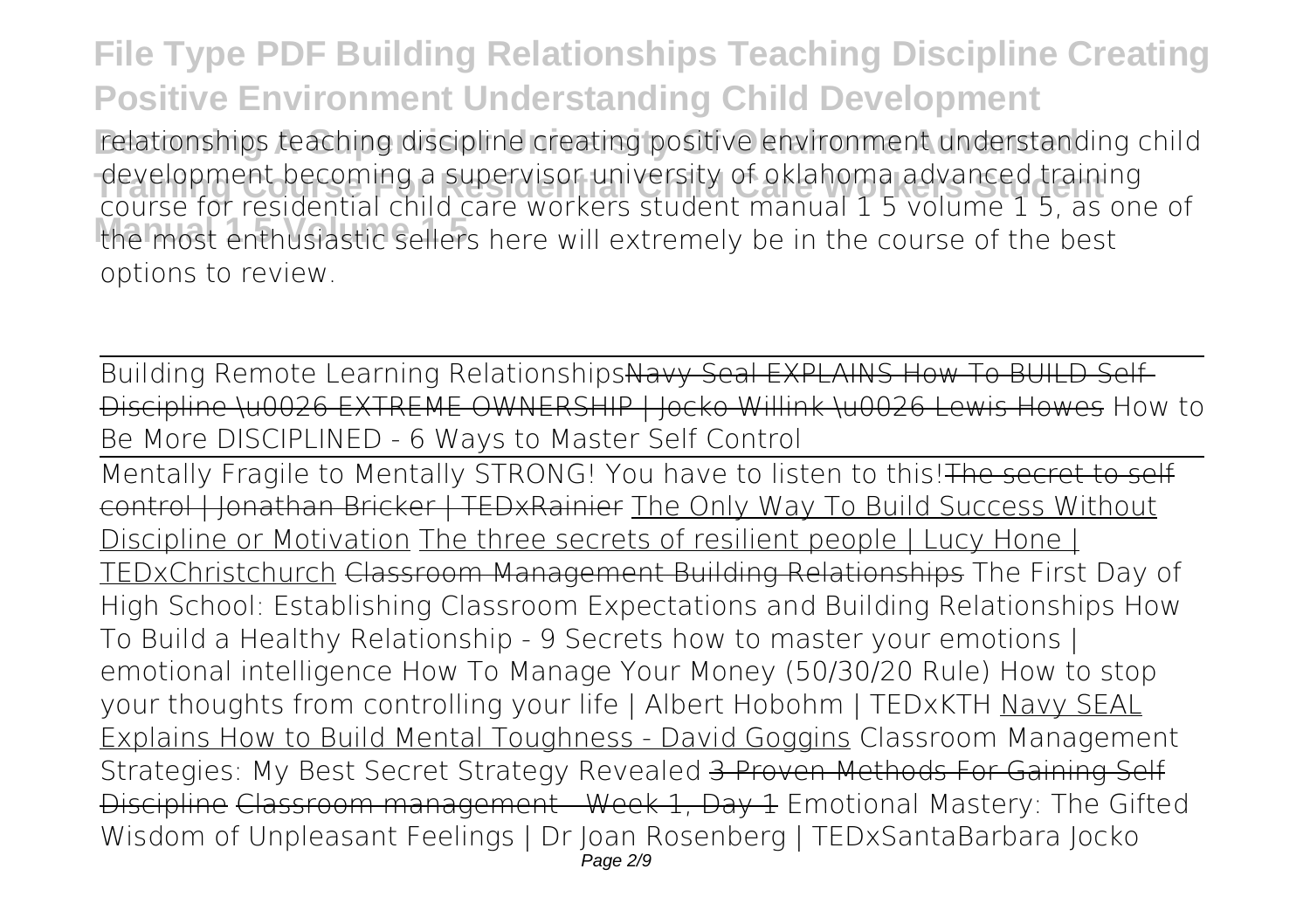relationships teaching discipline creating positive environment understanding child development becoming a supervisor university of oklahoma advanced training course for residential child care workers student manual 1 5 volume 1 5, as one of the most enthusiastic sellers here will extremely be in the course of the best options to review.

Building Remote Learning RelationshipsNavy Seal EXPLAINS How To BUILD Self-Discipline \u0026 EXTREME OWNERSHIP | Jocko Willink \u0026 Lewis Howes How to Be More DISCIPLINED - 6 Ways to Master Self Control

Mentally Fragile to Mentally STRONG! You have to listen to this!The secret to self control | Jonathan Bricker | TEDxRainier The Only Way To Build Success Without Discipline or Motivation The three secrets of resilient people | Lucy Hone | TEDxChristchurch Classroom Management Building Relationships The First Day of High School: Establishing Classroom Expectations and Building Relationships How To Build a Healthy Relationship - 9 Secrets how to master your emotions | emotional intelligence How To Manage Your Money (50/30/20 Rule) How to stop your thoughts from controlling your life | Albert Hobohm | TEDxKTH Navy SEAL Explains How to Build Mental Toughness - David Goggins Classroom Management Strategies: My Best Secret Strategy Revealed 3 Proven Methods For Gaining Self Discipline Classroom management - Week 1, Day 1 Emotional Mastery: The Gifted Wisdom of Unpleasant Feelings | Dr Joan Rosenberg | TEDxSantaBarbara Jocko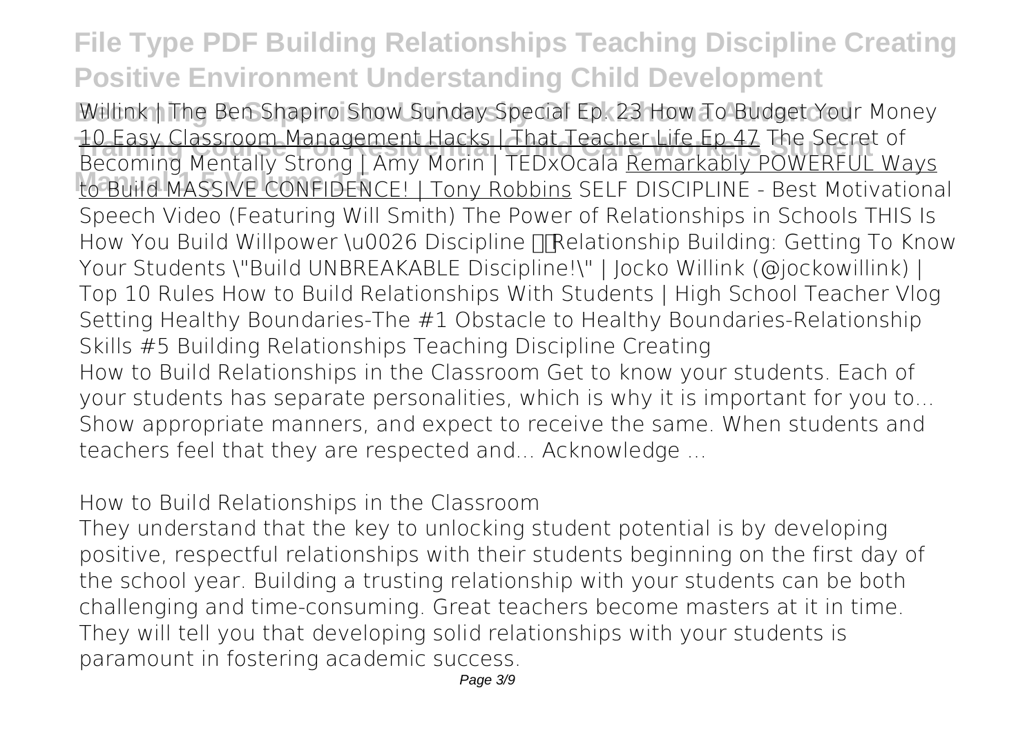Willink | The Ben Shapiro Show Sunday Special Ep. 23 How To Budget Your Money 10 Easy Classroom Management Hacks | That Teacher Life Ep 47 The Secret of Becoming Mentally Strong | Amy Morin | TEDxOcala Remarkably POWERFUL Ways to Build MASSIVE CONFIDENCE! | Tony Robbins SELF DISCIPLINE - Best Motivational Speech Video (Featuring Will Smith) The Power of Relationships in Schools THIS Is How You Build Willpower \u0026 Discipline Relationship Building: Getting To Know Your Students \"Build UNBREAKABLE Discipline!\" | Jocko Willink (@jockowillink) | Top 10 Rules How to Build Relationships With Students | High School Teacher Vlog Setting Healthy Boundaries-The #1 Obstacle to Healthy Boundaries-Relationship Skills #5 Building Relationships Teaching Discipline Creating

How to Build Relationships in the Classroom Get to know your students. Each of your students has separate personalities, which is why it is important for you to... Show appropriate manners, and expect to receive the same. When students and teachers feel that they are respected and... Acknowledge ...

How to Build Relationships in the Classroom

They understand that the key to unlocking student potential is by developing positive, respectful relationships with their students beginning on the first day of the school year. Building a trusting relationship with your students can be both challenging and time-consuming. Great teachers become masters at it in time. They will tell you that developing solid relationships with your students is paramount in fostering academic success.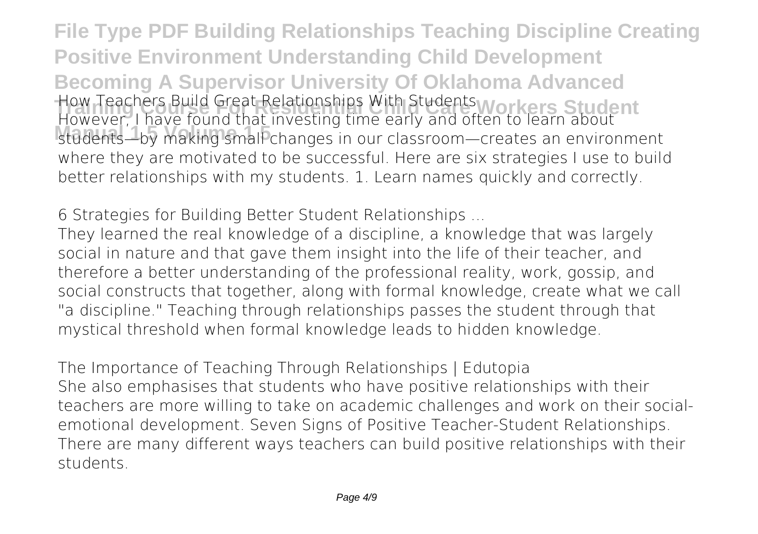**How Teachers Build Great Relationships With Students**
However, I have found that investing time early and often to learn about students—by making small changes in our classroom—creates an environment where they are motivated to be successful. Here are six strategies I use to build better relationships with my students. 1. Learn names quickly and correctly.

**6 Strategies for Building Better Student Relationships ...**
They learned the real knowledge of a discipline, a knowledge that was largely social in nature and that gave them insight into the life of their teacher, and therefore a better understanding of the professional reality, work, gossip, and social constructs that together, along with formal knowledge, create what we call "a discipline." Teaching through relationships passes the student through that mystical threshold when formal knowledge leads to hidden knowledge.

**The Importance of Teaching Through Relationships | Edutopia**
She also emphasises that students who have positive relationships with their teachers are more willing to take on academic challenges and work on their social-emotional development. Seven Signs of Positive Teacher-Student Relationships. There are many different ways teachers can build positive relationships with their students.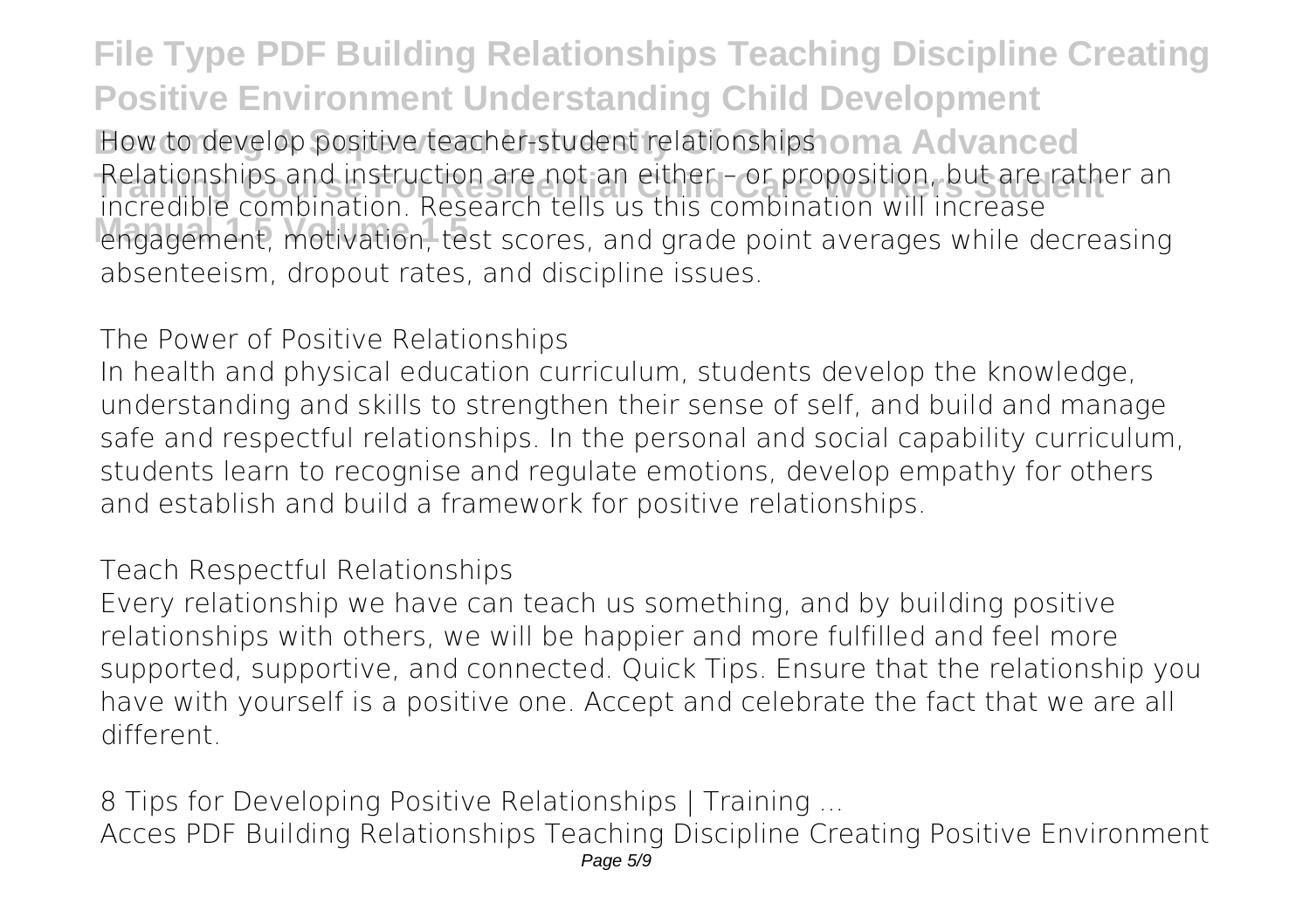How to develop positive teacher-student relationships

Relationships and instruction are not an either – or proposition, but are rather an incredible combination. Research tells us this combination will increase engagement, motivation, test scores, and grade point averages while decreasing absenteeism, dropout rates, and discipline issues.

## The Power of Positive Relationships

In health and physical education curriculum, students develop the knowledge, understanding and skills to strengthen their sense of self, and build and manage safe and respectful relationships. In the personal and social capability curriculum, students learn to recognise and regulate emotions, develop empathy for others and establish and build a framework for positive relationships.

## Teach Respectful Relationships

Every relationship we have can teach us something, and by building positive relationships with others, we will be happier and more fulfilled and feel more supported, supportive, and connected. Quick Tips. Ensure that the relationship you have with yourself is a positive one. Accept and celebrate the fact that we are all different.

## 8 Tips for Developing Positive Relationships | Training ...

Acces PDF Building Relationships Teaching Discipline Creating Positive Environment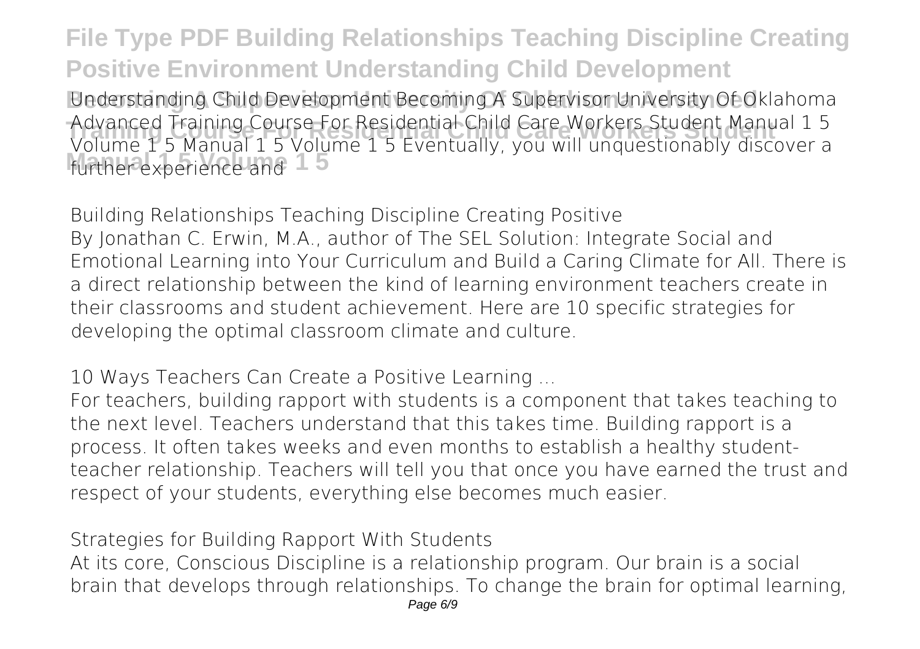Understanding Child Development Becoming A Supervisor University Of Oklahoma Advanced Training Course For Residential Child Care Workers Student Manual 1 5 Volume 1 5 Manual 1 5 Volume 1 5 Eventually, you will unquestionably discover a further experience and

### Building Relationships Teaching Discipline Creating Positive

By Jonathan C. Erwin, M.A., author of The SEL Solution: Integrate Social and Emotional Learning into Your Curriculum and Build a Caring Climate for All. There is a direct relationship between the kind of learning environment teachers create in their classrooms and student achievement. Here are 10 specific strategies for developing the optimal classroom climate and culture.

### 10 Ways Teachers Can Create a Positive Learning ...

For teachers, building rapport with students is a component that takes teaching to the next level. Teachers understand that this takes time. Building rapport is a process. It often takes weeks and even months to establish a healthy student-teacher relationship. Teachers will tell you that once you have earned the trust and respect of your students, everything else becomes much easier.

### Strategies for Building Rapport With Students

At its core, Conscious Discipline is a relationship program. Our brain is a social brain that develops through relationships. To change the brain for optimal learning,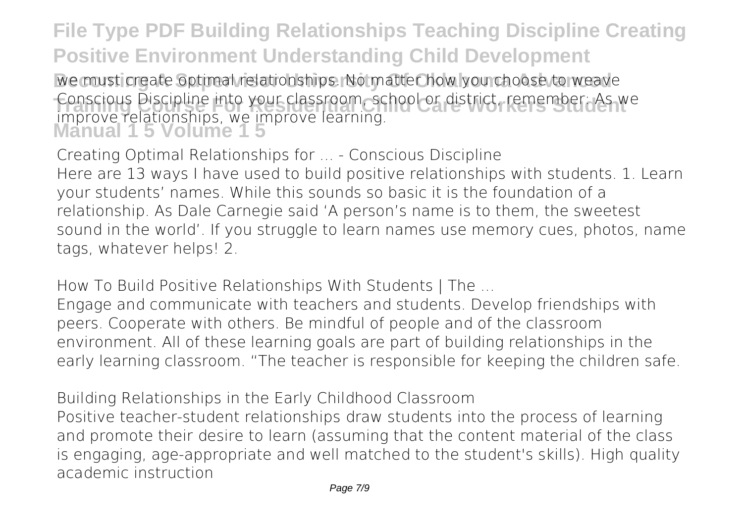we must create optimal relationships. No matter how you choose to weave Conscious Discipline into your classroom, school or district, remember: As we improve relationships, we improve learning.

*Creating Optimal Relationships for ... - Conscious Discipline*

Here are 13 ways I have used to build positive relationships with students. 1. Learn your students' names. While this sounds so basic it is the foundation of a relationship. As Dale Carnegie said 'A person's name is to them, the sweetest sound in the world'. If you struggle to learn names use memory cues, photos, name tags, whatever helps! 2.

*How To Build Positive Relationships With Students | The ...*

Engage and communicate with teachers and students. Develop friendships with peers. Cooperate with others. Be mindful of people and of the classroom environment. All of these learning goals are part of building relationships in the early learning classroom. "The teacher is responsible for keeping the children safe.

*Building Relationships in the Early Childhood Classroom*

Positive teacher-student relationships draw students into the process of learning and promote their desire to learn (assuming that the content material of the class is engaging, age-appropriate and well matched to the student's skills). High quality academic instruction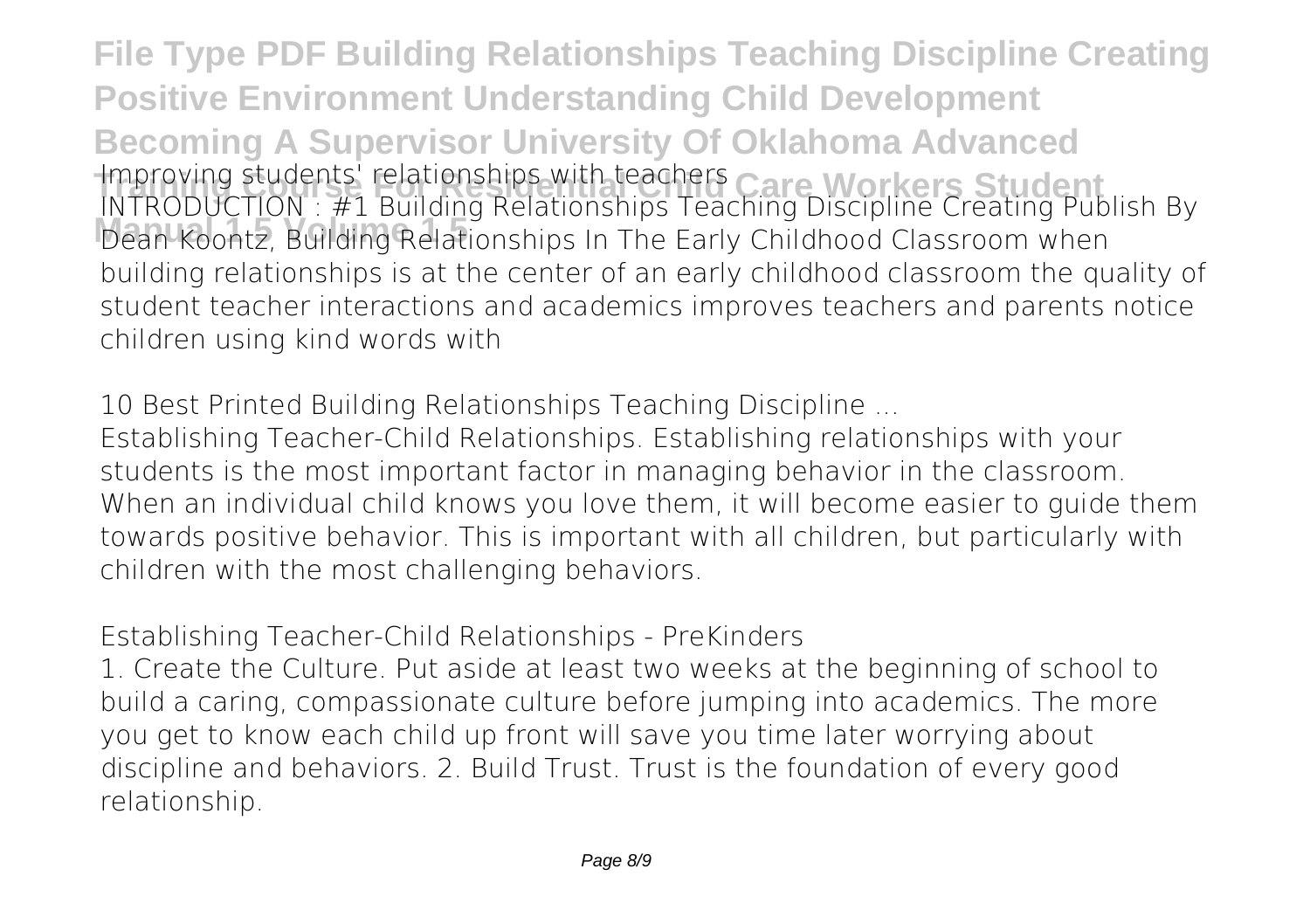Improving students' relationships with teachers
INTRODUCTION : #1 Building Relationships Teaching Discipline Creating Publish By Dean Koontz, Building Relationships In The Early Childhood Classroom when building relationships is at the center of an early childhood classroom the quality of student teacher interactions and academics improves teachers and parents notice children using kind words with

**10 Best Printed Building Relationships Teaching Discipline ...**

Establishing Teacher-Child Relationships. Establishing relationships with your students is the most important factor in managing behavior in the classroom. When an individual child knows you love them, it will become easier to guide them towards positive behavior. This is important with all children, but particularly with children with the most challenging behaviors.

**Establishing Teacher-Child Relationships - PreKinders**

1. Create the Culture. Put aside at least two weeks at the beginning of school to build a caring, compassionate culture before jumping into academics. The more you get to know each child up front will save you time later worrying about discipline and behaviors. 2. Build Trust. Trust is the foundation of every good relationship.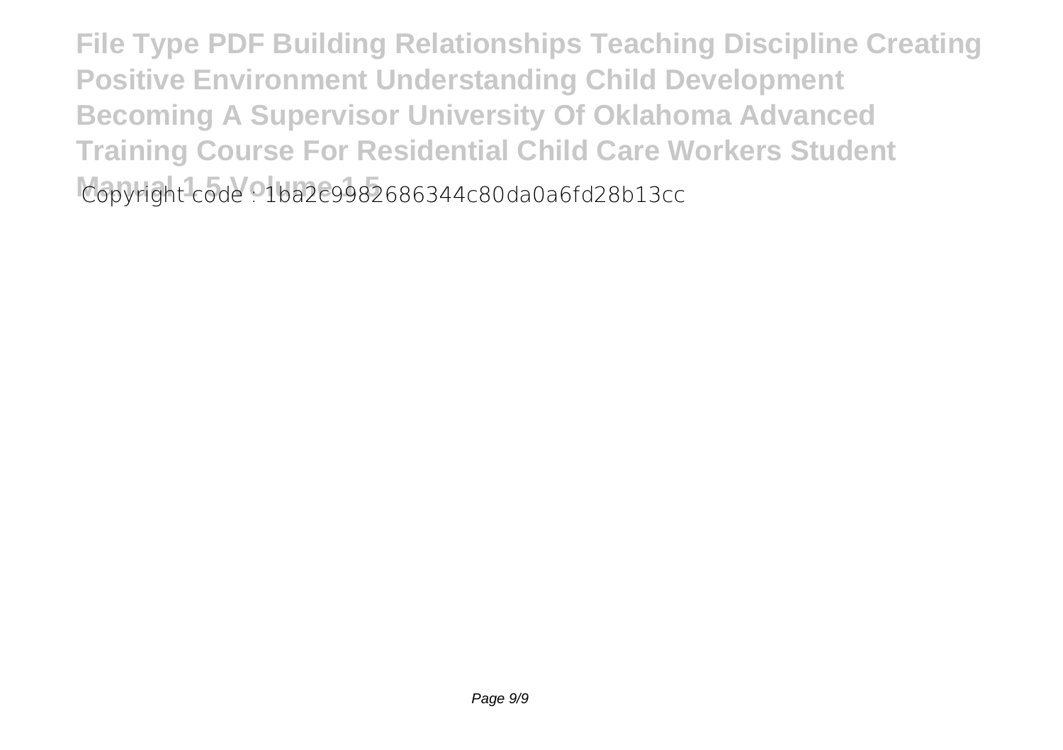Copyright code : 1ba2c9982686344c80da0a6fd28b13cc